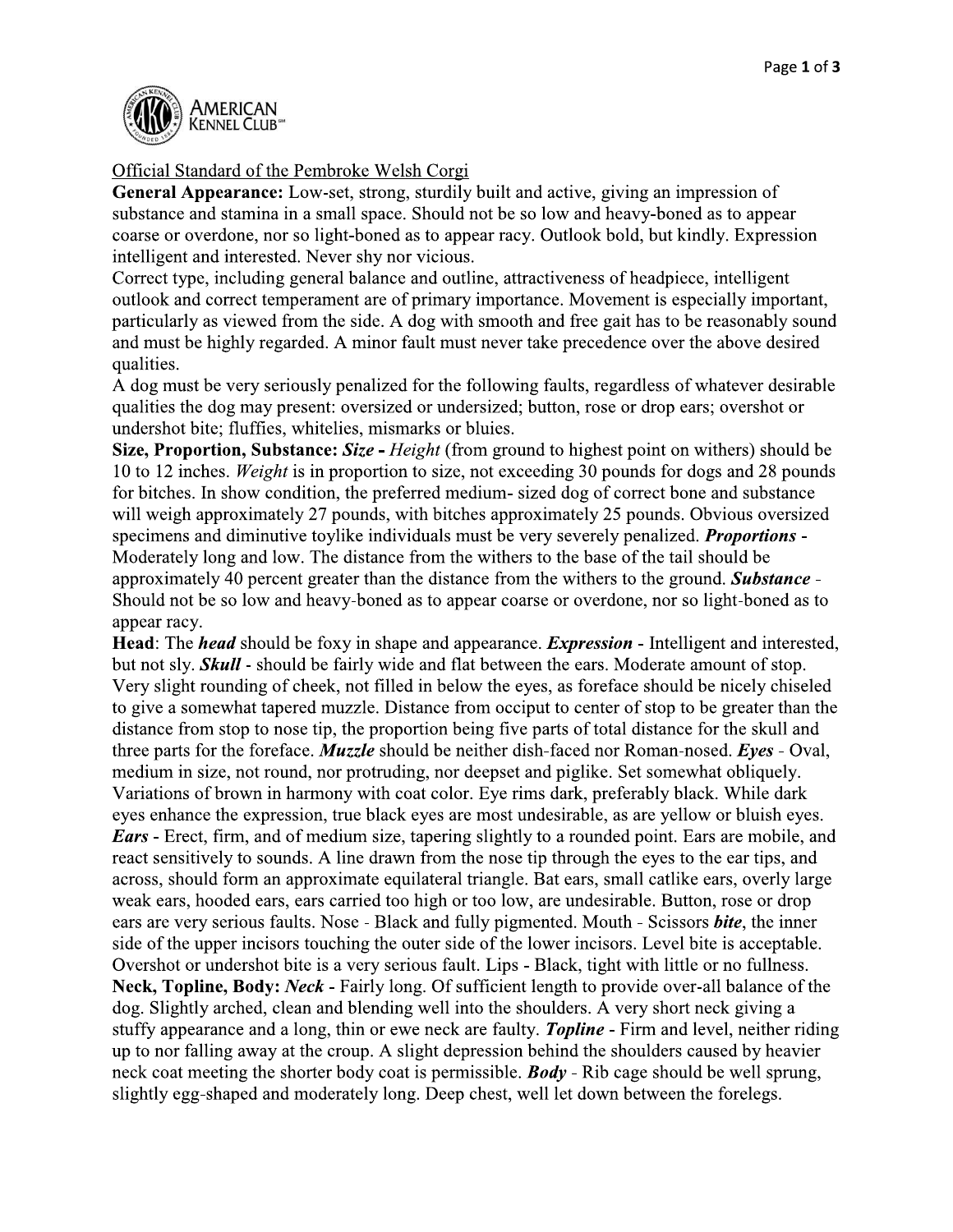AMERICAN KENNEL CLUB℠

Official Standard of the Pembroke Welsh Corgi

**General Appearance:** Low-set, strong, sturdily built and active, giving an impression of substance and stamina in a small space. Should not be so low and heavy-boned as to appear coarse or overdone, nor so light-boned as to appear racy. Outlook bold, but kindly. Expression intelligent and interested. Never shy nor vicious.

Correct type, including general balance and outline, attractiveness of headpiece, intelligent outlook and correct temperament are of primary importance. Movement is especially important, particularly as viewed from the side. A dog with smooth and free gait has to be reasonably sound and must be highly regarded. A minor fault must never take precedence over the above desired qualities.

A dog must be very seriously penalized for the following faults, regardless of whatever desirable qualities the dog may present: oversized or undersized; button, rose or drop ears; overshot or undershot bite; fluffies, whitelies, mismarks or bluies.

**Size, Proportion, Substance:** ***Size*** **-** *Height* (from ground to highest point on withers) should be 10 to 12 inches. *Weight* is in proportion to size, not exceeding 30 pounds for dogs and 28 pounds for bitches. In show condition, the preferred medium- sized dog of correct bone and substance will weigh approximately 27 pounds, with bitches approximately 25 pounds. Obvious oversized specimens and diminutive toylike individuals must be very severely penalized. ***Proportions*** - Moderately long and low. The distance from the withers to the base of the tail should be approximately 40 percent greater than the distance from the withers to the ground. ***Substance*** - Should not be so low and heavy-boned as to appear coarse or overdone, nor so light-boned as to appear racy.

**Head**: The ***head*** should be foxy in shape and appearance. ***Expression*** - Intelligent and interested, but not sly. ***Skull*** - should be fairly wide and flat between the ears. Moderate amount of stop. Very slight rounding of cheek, not filled in below the eyes, as foreface should be nicely chiseled to give a somewhat tapered muzzle. Distance from occiput to center of stop to be greater than the distance from stop to nose tip, the proportion being five parts of total distance for the skull and three parts for the foreface. ***Muzzle*** should be neither dish-faced nor Roman-nosed. ***Eyes*** - Oval, medium in size, not round, nor protruding, nor deepset and piglike. Set somewhat obliquely. Variations of brown in harmony with coat color. Eye rims dark, preferably black. While dark eyes enhance the expression, true black eyes are most undesirable, as are yellow or bluish eyes. ***Ears*** - Erect, firm, and of medium size, tapering slightly to a rounded point. Ears are mobile, and react sensitively to sounds. A line drawn from the nose tip through the eyes to the ear tips, and across, should form an approximate equilateral triangle. Bat ears, small catlike ears, overly large weak ears, hooded ears, ears carried too high or too low, are undesirable. Button, rose or drop ears are very serious faults. Nose - Black and fully pigmented. Mouth - Scissors ***bite***, the inner side of the upper incisors touching the outer side of the lower incisors. Level bite is acceptable. Overshot or undershot bite is a very serious fault. Lips - Black, tight with little or no fullness.

**Neck, Topline, Body:** ***Neck*** - Fairly long. Of sufficient length to provide over-all balance of the dog. Slightly arched, clean and blending well into the shoulders. A very short neck giving a stuffy appearance and a long, thin or ewe neck are faulty. ***Topline*** - Firm and level, neither riding up to nor falling away at the croup. A slight depression behind the shoulders caused by heavier neck coat meeting the shorter body coat is permissible. ***Body*** - Rib cage should be well sprung, slightly egg-shaped and moderately long. Deep chest, well let down between the forelegs.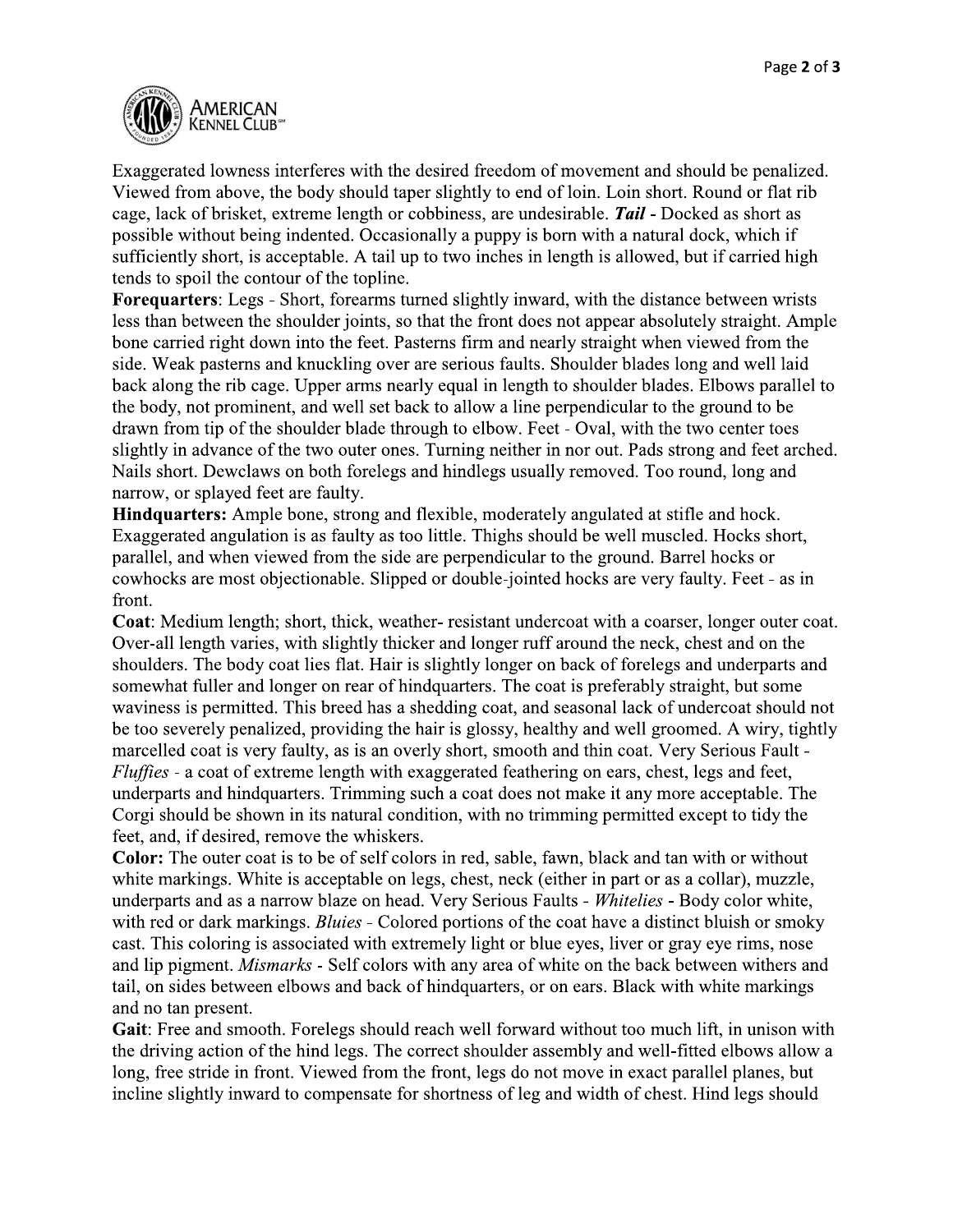Exaggerated lowness interferes with the desired freedom of movement and should be penalized. Viewed from above, the body should taper slightly to end of loin. Loin short. Round or flat rib cage, lack of brisket, extreme length or cobbiness, are undesirable. ***Tail*** - Docked as short as possible without being indented. Occasionally a puppy is born with a natural dock, which if sufficiently short, is acceptable. A tail up to two inches in length is allowed, but if carried high tends to spoil the contour of the topline.

**Forequarters**: Legs - Short, forearms turned slightly inward, with the distance between wrists less than between the shoulder joints, so that the front does not appear absolutely straight. Ample bone carried right down into the feet. Pasterns firm and nearly straight when viewed from the side. Weak pasterns and knuckling over are serious faults. Shoulder blades long and well laid back along the rib cage. Upper arms nearly equal in length to shoulder blades. Elbows parallel to the body, not prominent, and well set back to allow a line perpendicular to the ground to be drawn from tip of the shoulder blade through to elbow. Feet - Oval, with the two center toes slightly in advance of the two outer ones. Turning neither in nor out. Pads strong and feet arched. Nails short. Dewclaws on both forelegs and hindlegs usually removed. Too round, long and narrow, or splayed feet are faulty.

**Hindquarters:** Ample bone, strong and flexible, moderately angulated at stifle and hock. Exaggerated angulation is as faulty as too little. Thighs should be well muscled. Hocks short, parallel, and when viewed from the side are perpendicular to the ground. Barrel hocks or cowhocks are most objectionable. Slipped or double-jointed hocks are very faulty. Feet - as in front.

**Coat**: Medium length; short, thick, weather- resistant undercoat with a coarser, longer outer coat. Over-all length varies, with slightly thicker and longer ruff around the neck, chest and on the shoulders. The body coat lies flat. Hair is slightly longer on back of forelegs and underparts and somewhat fuller and longer on rear of hindquarters. The coat is preferably straight, but some waviness is permitted. This breed has a shedding coat, and seasonal lack of undercoat should not be too severely penalized, providing the hair is glossy, healthy and well groomed. A wiry, tightly marcelled coat is very faulty, as is an overly short, smooth and thin coat. Very Serious Fault - *Fluffies* - a coat of extreme length with exaggerated feathering on ears, chest, legs and feet, underparts and hindquarters. Trimming such a coat does not make it any more acceptable. The Corgi should be shown in its natural condition, with no trimming permitted except to tidy the feet, and, if desired, remove the whiskers.

**Color:** The outer coat is to be of self colors in red, sable, fawn, black and tan with or without white markings. White is acceptable on legs, chest, neck (either in part or as a collar), muzzle, underparts and as a narrow blaze on head. Very Serious Faults - *Whitelies* - Body color white, with red or dark markings. *Bluies* - Colored portions of the coat have a distinct bluish or smoky cast. This coloring is associated with extremely light or blue eyes, liver or gray eye rims, nose and lip pigment. *Mismarks* - Self colors with any area of white on the back between withers and tail, on sides between elbows and back of hindquarters, or on ears. Black with white markings and no tan present.

**Gait**: Free and smooth. Forelegs should reach well forward without too much lift, in unison with the driving action of the hind legs. The correct shoulder assembly and well-fitted elbows allow a long, free stride in front. Viewed from the front, legs do not move in exact parallel planes, but incline slightly inward to compensate for shortness of leg and width of chest. Hind legs should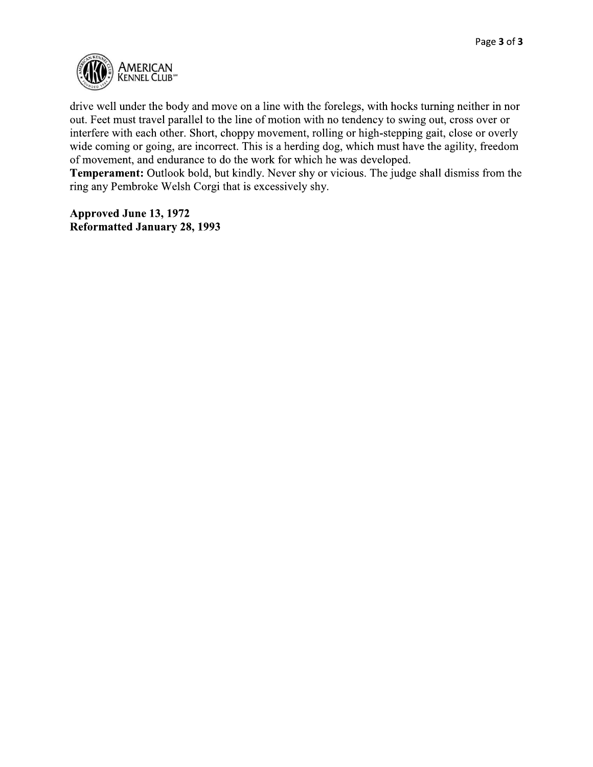drive well under the body and move on a line with the forelegs, with hocks turning neither in nor out. Feet must travel parallel to the line of motion with no tendency to swing out, cross over or interfere with each other. Short, choppy movement, rolling or high-stepping gait, close or overly wide coming or going, are incorrect. This is a herding dog, which must have the agility, freedom of movement, and endurance to do the work for which he was developed.

**Temperament:** Outlook bold, but kindly. Never shy or vicious. The judge shall dismiss from the ring any Pembroke Welsh Corgi that is excessively shy.

**Approved June 13, 1972**
**Reformatted January 28, 1993**